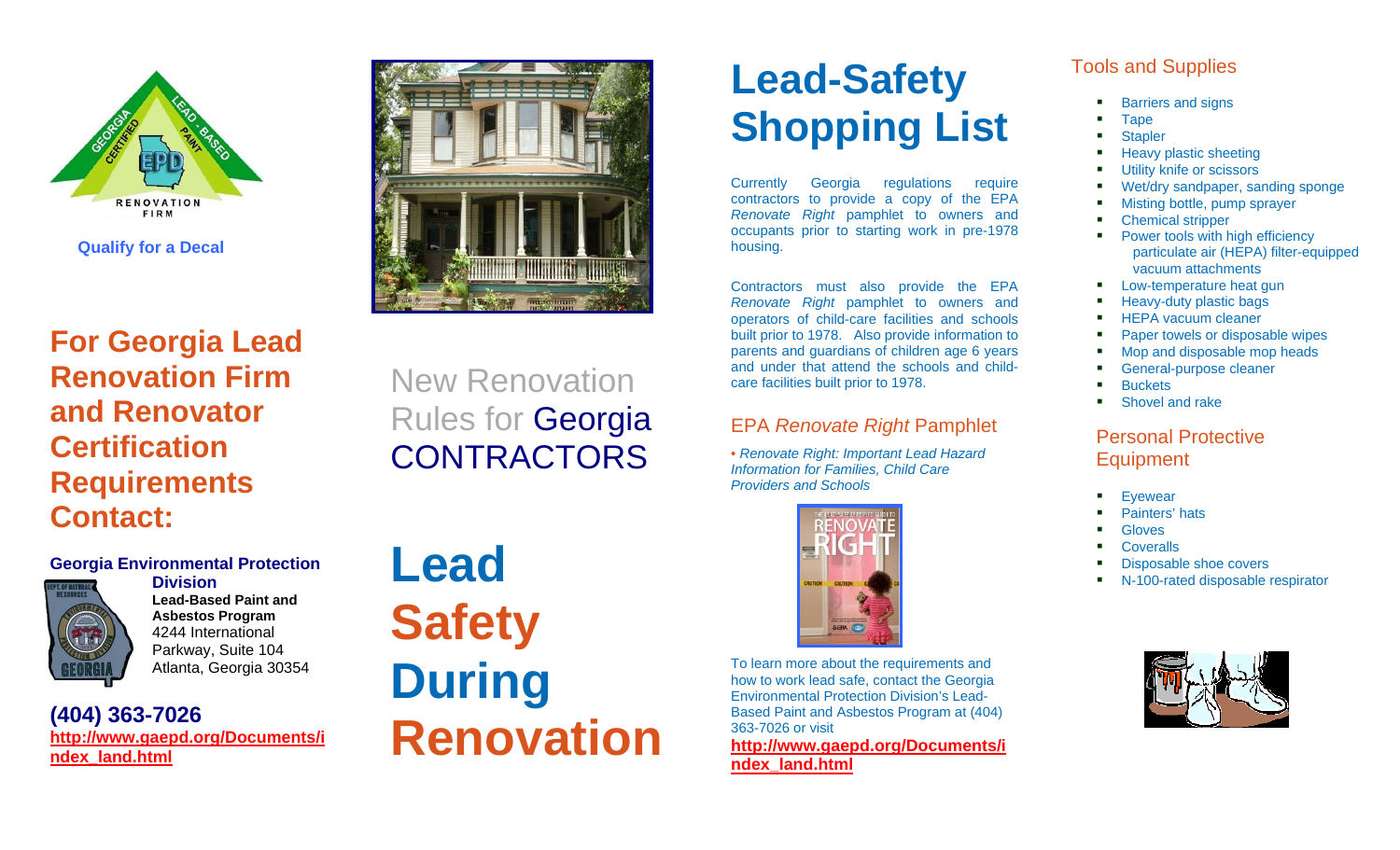Qualify for a Decal

## For Georgia Lead Renovation Firm and Renovator Certification Requirements Contact:

**Georgia Environmental Protection Division**
**Lead-Based Paint and Asbestos Program**
4244 International Parkway, Suite 104
Atlanta, Georgia 30354

**(404) 363-7026**
**http://www.gaepd.org/Documents/index_land.html**

New Renovation Rules for Georgia CONTRACTORS

# Lead Safety During Renovation

# Lead-Safety Shopping List

Currently Georgia regulations require contractors to provide a copy of the EPA *Renovate Right* pamphlet to owners and occupants prior to starting work in pre-1978 housing.

Contractors must also provide the EPA *Renovate Right* pamphlet to owners and operators of child-care facilities and schools built prior to 1978. Also provide information to parents and guardians of children age 6 years and under that attend the schools and child-care facilities built prior to 1978.

### EPA *Renovate Right* Pamphlet

• *Renovate Right: Important Lead Hazard Information for Families, Child Care Providers and Schools*

To learn more about the requirements and how to work lead safe, contact the Georgia Environmental Protection Division's Lead-Based Paint and Asbestos Program at (404) 363-7026 or visit **http://www.gaepd.org/Documents/index_land.html**

### Tools and Supplies

- Barriers and signs
- Tape
- Stapler
- Heavy plastic sheeting
- Utility knife or scissors
- Wet/dry sandpaper, sanding sponge
- Misting bottle, pump sprayer
- Chemical stripper
- Power tools with high efficiency particulate air (HEPA) filter-equipped vacuum attachments
- Low-temperature heat gun
- Heavy-duty plastic bags
- HEPA vacuum cleaner
- Paper towels or disposable wipes
- Mop and disposable mop heads
- General-purpose cleaner
- Buckets
- Shovel and rake

### Personal Protective Equipment

- Eyewear
- Painters' hats
- Gloves
- Coveralls
- Disposable shoe covers
- N-100-rated disposable respirator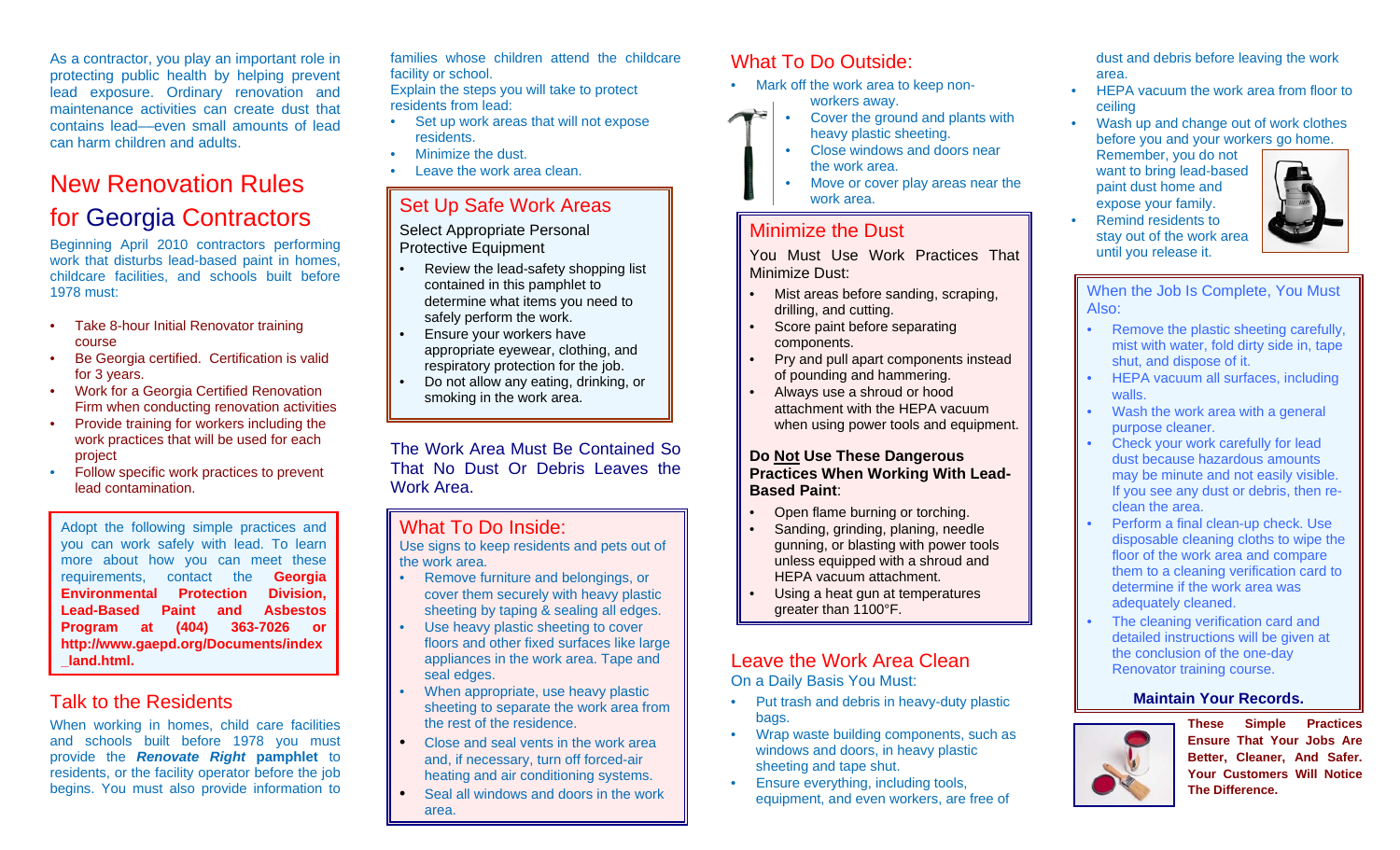As a contractor, you play an important role in protecting public health by helping prevent lead exposure. Ordinary renovation and maintenance activities can create dust that contains lead—even small amounts of lead can harm children and adults.

# New Renovation Rules for Georgia Contractors

Beginning April 2010 contractors performing work that disturbs lead-based paint in homes, childcare facilities, and schools built before 1978 must:

- Take 8-hour Initial Renovator training course
- Be Georgia certified. Certification is valid for 3 years.
- Work for a Georgia Certified Renovation Firm when conducting renovation activities
- Provide training for workers including the work practices that will be used for each project
- Follow specific work practices to prevent lead contamination.

Adopt the following simple practices and you can work safely with lead. To learn more about how you can meet these requirements, contact the **Georgia Environmental Protection Division, Lead-Based Paint and Asbestos Program at (404) 363-7026 or http://www.gaepd.org/Documents/index_land.html.**

## Talk to the Residents

When working in homes, child care facilities and schools built before 1978 you must provide the ***Renovate Right*** **pamphlet** to residents, or the facility operator before the job begins. You must also provide information to families whose children attend the childcare facility or school.

Explain the steps you will take to protect residents from lead:

- Set up work areas that will not expose residents.
- Minimize the dust.
- Leave the work area clean.

## Set Up Safe Work Areas

Select Appropriate Personal Protective Equipment

- Review the lead-safety shopping list contained in this pamphlet to determine what items you need to safely perform the work.
- Ensure your workers have appropriate eyewear, clothing, and respiratory protection for the job.
- Do not allow any eating, drinking, or smoking in the work area.

The Work Area Must Be Contained So That No Dust Or Debris Leaves the Work Area.

## What To Do Inside:

Use signs to keep residents and pets out of the work area.

- Remove furniture and belongings, or cover them securely with heavy plastic sheeting by taping & sealing all edges.
- Use heavy plastic sheeting to cover floors and other fixed surfaces like large appliances in the work area. Tape and seal edges.
- When appropriate, use heavy plastic sheeting to separate the work area from the rest of the residence.
- Close and seal vents in the work area and, if necessary, turn off forced-air heating and air conditioning systems.
- Seal all windows and doors in the work area.

## What To Do Outside:

- Mark off the work area to keep non-workers away.
- Cover the ground and plants with heavy plastic sheeting.
- Close windows and doors near the work area.
- Move or cover play areas near the work area.

## Minimize the Dust

You Must Use Work Practices That Minimize Dust:

- Mist areas before sanding, scraping, drilling, and cutting.
- Score paint before separating components.
- Pry and pull apart components instead of pounding and hammering.
- Always use a shroud or hood attachment with the HEPA vacuum when using power tools and equipment.

**Do <u>Not</u> Use These Dangerous Practices When Working With Lead-Based Paint**:

- Open flame burning or torching.
- Sanding, grinding, planing, needle gunning, or blasting with power tools unless equipped with a shroud and HEPA vacuum attachment.
- Using a heat gun at temperatures greater than 1100°F.

## Leave the Work Area Clean

On a Daily Basis You Must:

- Put trash and debris in heavy-duty plastic bags.
- Wrap waste building components, such as windows and doors, in heavy plastic sheeting and tape shut.
- Ensure everything, including tools, equipment, and even workers, are free of dust and debris before leaving the work area.
- HEPA vacuum the work area from floor to ceiling
- Wash up and change out of work clothes before you and your workers go home. Remember, you do not want to bring lead-based paint dust home and expose your family.
- Remind residents to stay out of the work area until you release it.

## When the Job Is Complete, You Must Also:

- Remove the plastic sheeting carefully, mist with water, fold dirty side in, tape shut, and dispose of it.
- HEPA vacuum all surfaces, including walls.
- Wash the work area with a general purpose cleaner.
- Check your work carefully for lead dust because hazardous amounts may be minute and not easily visible. If you see any dust or debris, then re-clean the area.
- Perform a final clean-up check. Use disposable cleaning cloths to wipe the floor of the work area and compare them to a cleaning verification card to determine if the work area was adequately cleaned.
- The cleaning verification card and detailed instructions will be given at the conclusion of the one-day Renovator training course.

**Maintain Your Records.**

**These Simple Practices Ensure That Your Jobs Are Better, Cleaner, And Safer. Your Customers Will Notice The Difference.**